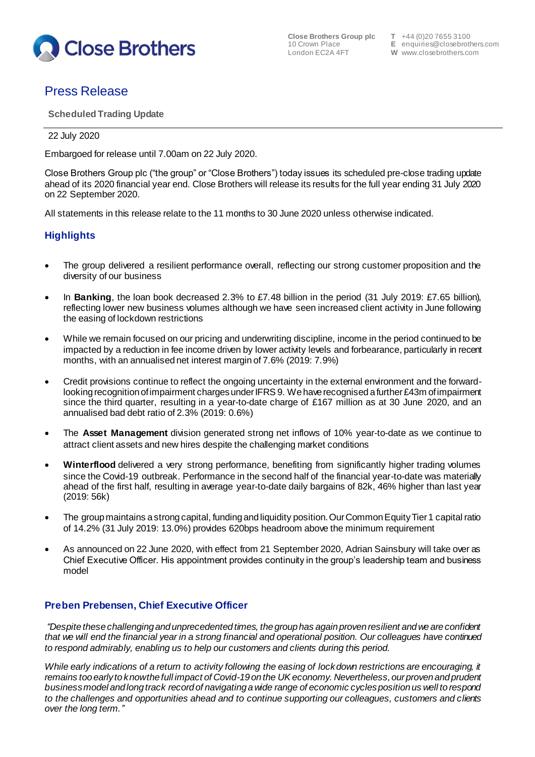**Close Brothers**

Close Brothers Group plc
10 Crown Place
London EC2A 4FT

T +44 (0)20 7655 3100
E enquiries@closebrothers.com
W www.closebrothers.com

# Press Release

**Scheduled Trading Update**

22 July 2020

Embargoed for release until 7.00am on 22 July 2020.

Close Brothers Group plc ("the group" or "Close Brothers") today issues its scheduled pre-close trading update ahead of its 2020 financial year end. Close Brothers will release its results for the full year ending 31 July 2020 on 22 September 2020.

All statements in this release relate to the 11 months to 30 June 2020 unless otherwise indicated.

## Highlights

- The group delivered a resilient performance overall, reflecting our strong customer proposition and the diversity of our business
- In **Banking**, the loan book decreased 2.3% to £7.48 billion in the period (31 July 2019: £7.65 billion), reflecting lower new business volumes although we have seen increased client activity in June following the easing of lockdown restrictions
- While we remain focused on our pricing and underwriting discipline, income in the period continued to be impacted by a reduction in fee income driven by lower activity levels and forbearance, particularly in recent months, with an annualised net interest margin of 7.6% (2019: 7.9%)
- Credit provisions continue to reflect the ongoing uncertainty in the external environment and the forward-looking recognition of impairment charges under IFRS 9. We have recognised a further £43m of impairment since the third quarter, resulting in a year-to-date charge of £167 million as at 30 June 2020, and an annualised bad debt ratio of 2.3% (2019: 0.6%)
- The **Asset Management** division generated strong net inflows of 10% year-to-date as we continue to attract client assets and new hires despite the challenging market conditions
- **Winterflood** delivered a very strong performance, benefiting from significantly higher trading volumes since the Covid-19 outbreak. Performance in the second half of the financial year-to-date was materially ahead of the first half, resulting in average year-to-date daily bargains of 82k, 46% higher than last year (2019: 56k)
- The group maintains a strong capital, funding and liquidity position. Our Common Equity Tier 1 capital ratio of 14.2% (31 July 2019: 13.0%) provides 620bps headroom above the minimum requirement
- As announced on 22 June 2020, with effect from 21 September 2020, Adrian Sainsbury will take over as Chief Executive Officer. His appointment provides continuity in the group's leadership team and business model

## Preben Prebensen, Chief Executive Officer

*"Despite these challenging and unprecedented times, the group has again proven resilient and we are confident that we will end the financial year in a strong financial and operational position. Our colleagues have continued to respond admirably, enabling us to help our customers and clients during this period.*

*While early indications of a return to activity following the easing of lockdown restrictions are encouraging, it remains too early to know the full impact of Covid-19 on the UK economy. Nevertheless, our proven and prudent business model and long track record of navigating a wide range of economic cycles position us well to respond to the challenges and opportunities ahead and to continue supporting our colleagues, customers and clients over the long term."*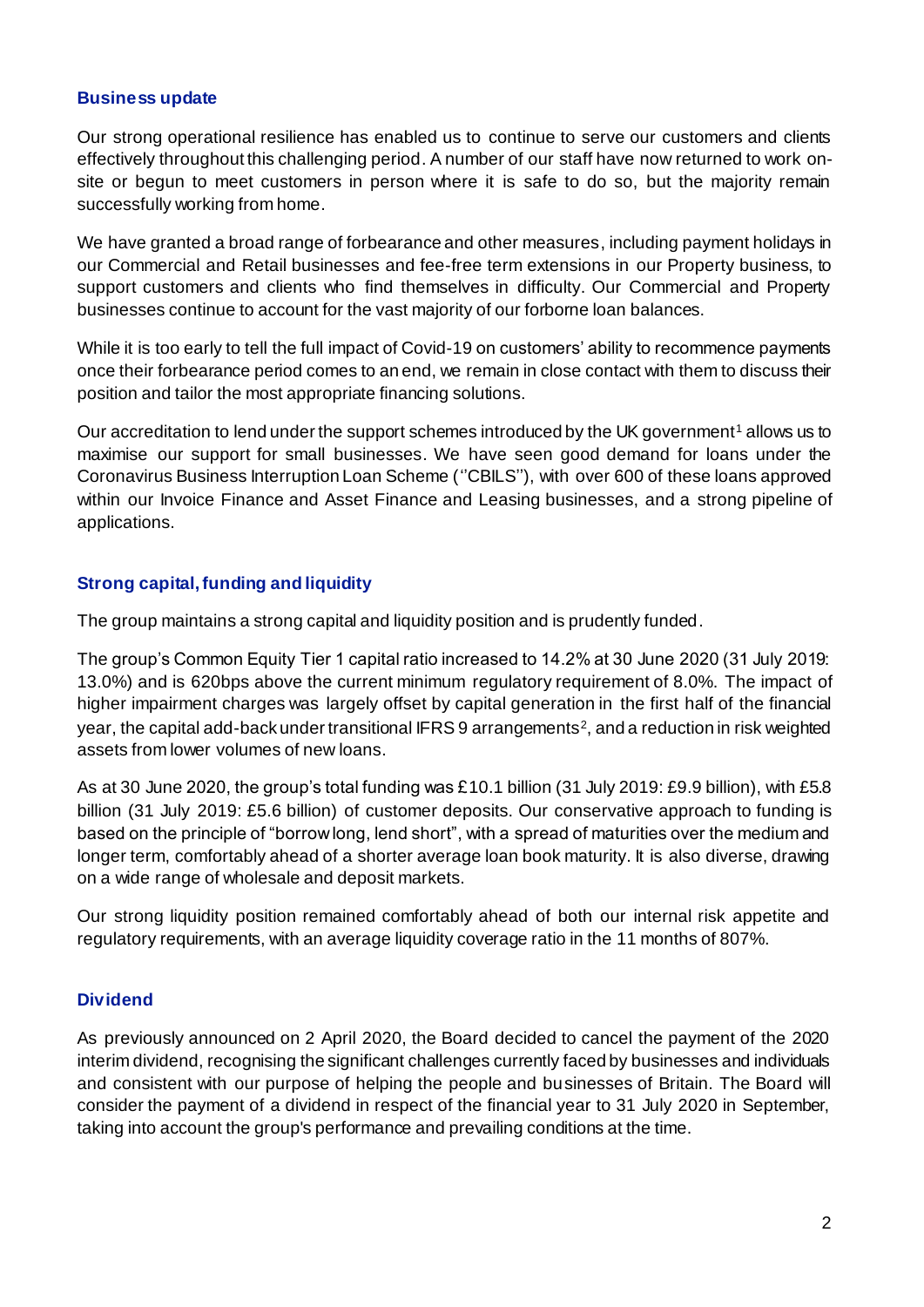## Business update

Our strong operational resilience has enabled us to continue to serve our customers and clients effectively throughout this challenging period. A number of our staff have now returned to work on-site or begun to meet customers in person where it is safe to do so, but the majority remain successfully working from home.

We have granted a broad range of forbearance and other measures, including payment holidays in our Commercial and Retail businesses and fee-free term extensions in our Property business, to support customers and clients who find themselves in difficulty. Our Commercial and Property businesses continue to account for the vast majority of our forborne loan balances.

While it is too early to tell the full impact of Covid-19 on customers' ability to recommence payments once their forbearance period comes to an end, we remain in close contact with them to discuss their position and tailor the most appropriate financing solutions.

Our accreditation to lend under the support schemes introduced by the UK government[1] allows us to maximise our support for small businesses. We have seen good demand for loans under the Coronavirus Business Interruption Loan Scheme (''CBILS''), with over 600 of these loans approved within our Invoice Finance and Asset Finance and Leasing businesses, and a strong pipeline of applications.

## Strong capital, funding and liquidity

The group maintains a strong capital and liquidity position and is prudently funded.

The group's Common Equity Tier 1 capital ratio increased to 14.2% at 30 June 2020 (31 July 2019: 13.0%) and is 620bps above the current minimum regulatory requirement of 8.0%. The impact of higher impairment charges was largely offset by capital generation in the first half of the financial year, the capital add-back under transitional IFRS 9 arrangements[2], and a reduction in risk weighted assets from lower volumes of new loans.

As at 30 June 2020, the group's total funding was £10.1 billion (31 July 2019: £9.9 billion), with £5.8 billion (31 July 2019: £5.6 billion) of customer deposits. Our conservative approach to funding is based on the principle of "borrow long, lend short", with a spread of maturities over the medium and longer term, comfortably ahead of a shorter average loan book maturity. It is also diverse, drawing on a wide range of wholesale and deposit markets.

Our strong liquidity position remained comfortably ahead of both our internal risk appetite and regulatory requirements, with an average liquidity coverage ratio in the 11 months of 807%.

## Dividend

As previously announced on 2 April 2020, the Board decided to cancel the payment of the 2020 interim dividend, recognising the significant challenges currently faced by businesses and individuals and consistent with our purpose of helping the people and businesses of Britain. The Board will consider the payment of a dividend in respect of the financial year to 31 July 2020 in September, taking into account the group's performance and prevailing conditions at the time.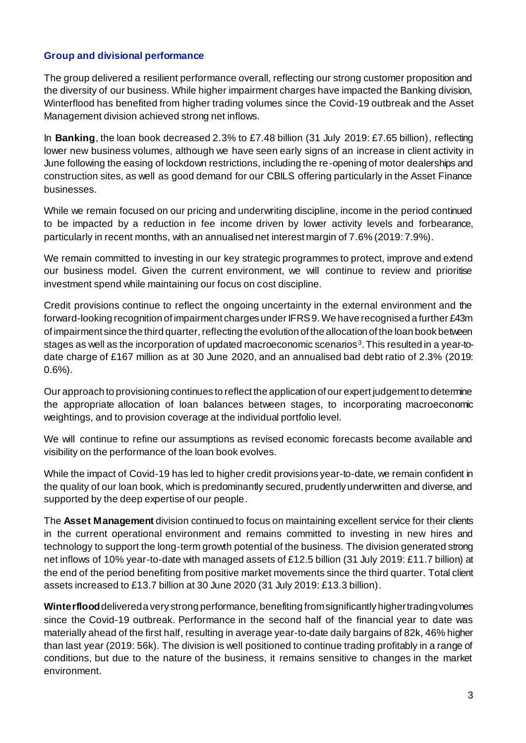## Group and divisional performance

The group delivered a resilient performance overall, reflecting our strong customer proposition and the diversity of our business. While higher impairment charges have impacted the Banking division, Winterflood has benefited from higher trading volumes since the Covid-19 outbreak and the Asset Management division achieved strong net inflows.

In **Banking**, the loan book decreased 2.3% to £7.48 billion (31 July 2019: £7.65 billion), reflecting lower new business volumes, although we have seen early signs of an increase in client activity in June following the easing of lockdown restrictions, including the re-opening of motor dealerships and construction sites, as well as good demand for our CBILS offering particularly in the Asset Finance businesses.

While we remain focused on our pricing and underwriting discipline, income in the period continued to be impacted by a reduction in fee income driven by lower activity levels and forbearance, particularly in recent months, with an annualised net interest margin of 7.6% (2019: 7.9%).

We remain committed to investing in our key strategic programmes to protect, improve and extend our business model. Given the current environment, we will continue to review and prioritise investment spend while maintaining our focus on cost discipline.

Credit provisions continue to reflect the ongoing uncertainty in the external environment and the forward-looking recognition of impairment charges under IFRS 9. We have recognised a further £43m of impairment since the third quarter, reflecting the evolution of the allocation of the loan book between stages as well as the incorporation of updated macroeconomic scenarios[3]. This resulted in a year-to-date charge of £167 million as at 30 June 2020, and an annualised bad debt ratio of 2.3% (2019: 0.6%).

Our approach to provisioning continues to reflect the application of our expert judgement to determine the appropriate allocation of loan balances between stages, to incorporating macroeconomic weightings, and to provision coverage at the individual portfolio level.

We will continue to refine our assumptions as revised economic forecasts become available and visibility on the performance of the loan book evolves.

While the impact of Covid-19 has led to higher credit provisions year-to-date, we remain confident in the quality of our loan book, which is predominantly secured, prudently underwritten and diverse, and supported by the deep expertise of our people.

The **Asset Management** division continued to focus on maintaining excellent service for their clients in the current operational environment and remains committed to investing in new hires and technology to support the long-term growth potential of the business. The division generated strong net inflows of 10% year-to-date with managed assets of £12.5 billion (31 July 2019: £11.7 billion) at the end of the period benefiting from positive market movements since the third quarter. Total client assets increased to £13.7 billion at 30 June 2020 (31 July 2019: £13.3 billion).

**Winterflood** delivered a very strong performance, benefiting from significantly higher trading volumes since the Covid-19 outbreak. Performance in the second half of the financial year to date was materially ahead of the first half, resulting in average year-to-date daily bargains of 82k, 46% higher than last year (2019: 56k). The division is well positioned to continue trading profitably in a range of conditions, but due to the nature of the business, it remains sensitive to changes in the market environment.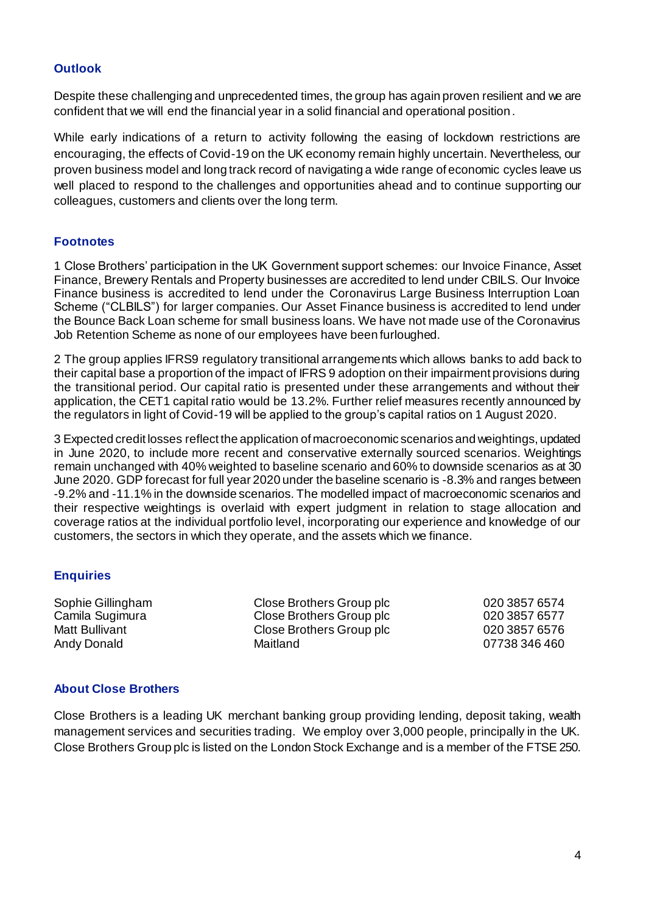## Outlook

Despite these challenging and unprecedented times, the group has again proven resilient and we are confident that we will end the financial year in a solid financial and operational position.

While early indications of a return to activity following the easing of lockdown restrictions are encouraging, the effects of Covid-19 on the UK economy remain highly uncertain. Nevertheless, our proven business model and long track record of navigating a wide range of economic cycles leave us well placed to respond to the challenges and opportunities ahead and to continue supporting our colleagues, customers and clients over the long term.

## Footnotes

1 Close Brothers' participation in the UK Government support schemes: our Invoice Finance, Asset Finance, Brewery Rentals and Property businesses are accredited to lend under CBILS. Our Invoice Finance business is accredited to lend under the Coronavirus Large Business Interruption Loan Scheme ("CLBILS") for larger companies. Our Asset Finance business is accredited to lend under the Bounce Back Loan scheme for small business loans. We have not made use of the Coronavirus Job Retention Scheme as none of our employees have been furloughed.

2 The group applies IFRS9 regulatory transitional arrangements which allows banks to add back to their capital base a proportion of the impact of IFRS 9 adoption on their impairment provisions during the transitional period. Our capital ratio is presented under these arrangements and without their application, the CET1 capital ratio would be 13.2%. Further relief measures recently announced by the regulators in light of Covid-19 will be applied to the group's capital ratios on 1 August 2020.

3 Expected credit losses reflect the application of macroeconomic scenarios and weightings, updated in June 2020, to include more recent and conservative externally sourced scenarios. Weightings remain unchanged with 40% weighted to baseline scenario and 60% to downside scenarios as at 30 June 2020. GDP forecast for full year 2020 under the baseline scenario is -8.3% and ranges between -9.2% and -11.1% in the downside scenarios. The modelled impact of macroeconomic scenarios and their respective weightings is overlaid with expert judgment in relation to stage allocation and coverage ratios at the individual portfolio level, incorporating our experience and knowledge of our customers, the sectors in which they operate, and the assets which we finance.

## Enquiries

| | | |
|---|---|---|
| Sophie Gillingham | Close Brothers Group plc | 020 3857 6574 |
| Camila Sugimura | Close Brothers Group plc | 020 3857 6577 |
| Matt Bullivant | Close Brothers Group plc | 020 3857 6576 |
| Andy Donald | Maitland | 07738 346 460 |

## About Close Brothers

Close Brothers is a leading UK merchant banking group providing lending, deposit taking, wealth management services and securities trading. We employ over 3,000 people, principally in the UK. Close Brothers Group plc is listed on the London Stock Exchange and is a member of the FTSE 250.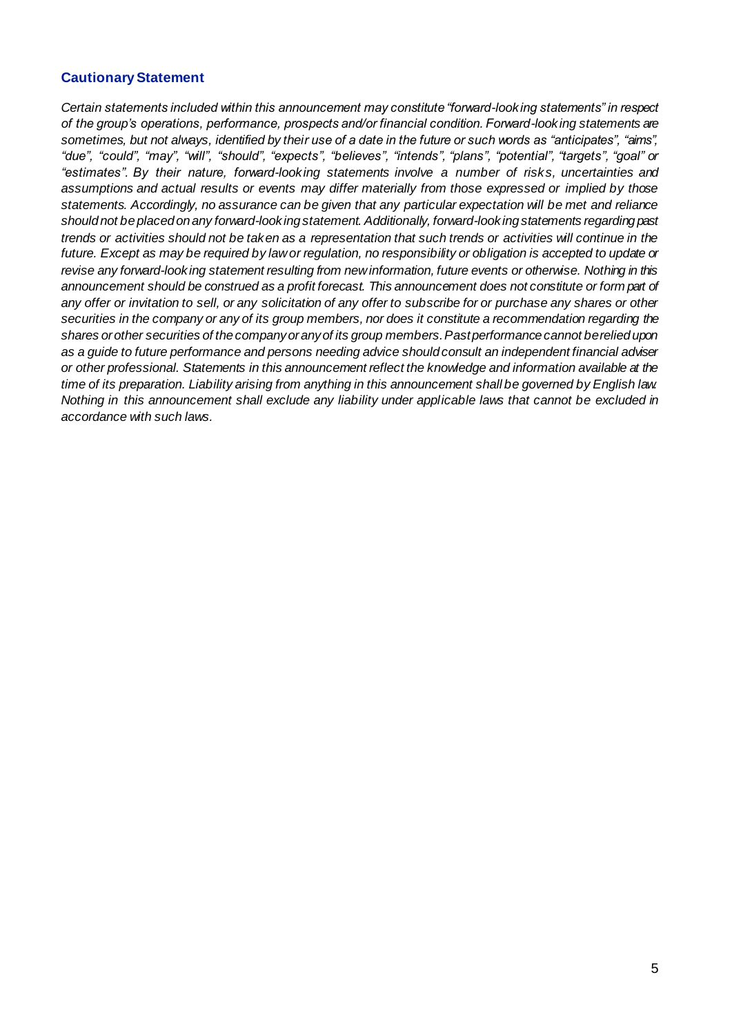## Cautionary Statement

*Certain statements included within this announcement may constitute "forward-looking statements" in respect of the group's operations, performance, prospects and/or financial condition. Forward-looking statements are sometimes, but not always, identified by their use of a date in the future or such words as "anticipates", "aims", "due", "could", "may", "will", "should", "expects", "believes", "intends", "plans", "potential", "targets", "goal" or "estimates". By their nature, forward-looking statements involve a number of risks, uncertainties and assumptions and actual results or events may differ materially from those expressed or implied by those statements. Accordingly, no assurance can be given that any particular expectation will be met and reliance should not be placed on any forward-looking statement. Additionally, forward-looking statements regarding past trends or activities should not be taken as a representation that such trends or activities will continue in the future. Except as may be required by law or regulation, no responsibility or obligation is accepted to update or revise any forward-looking statement resulting from new information, future events or otherwise. Nothing in this announcement should be construed as a profit forecast. This announcement does not constitute or form part of any offer or invitation to sell, or any solicitation of any offer to subscribe for or purchase any shares or other securities in the company or any of its group members, nor does it constitute a recommendation regarding the shares or other securities of the company or any of its group members. Past performance cannot be relied upon as a guide to future performance and persons needing advice should consult an independent financial adviser or other professional. Statements in this announcement reflect the knowledge and information available at the time of its preparation. Liability arising from anything in this announcement shall be governed by English law. Nothing in this announcement shall exclude any liability under applicable laws that cannot be excluded in accordance with such laws.*